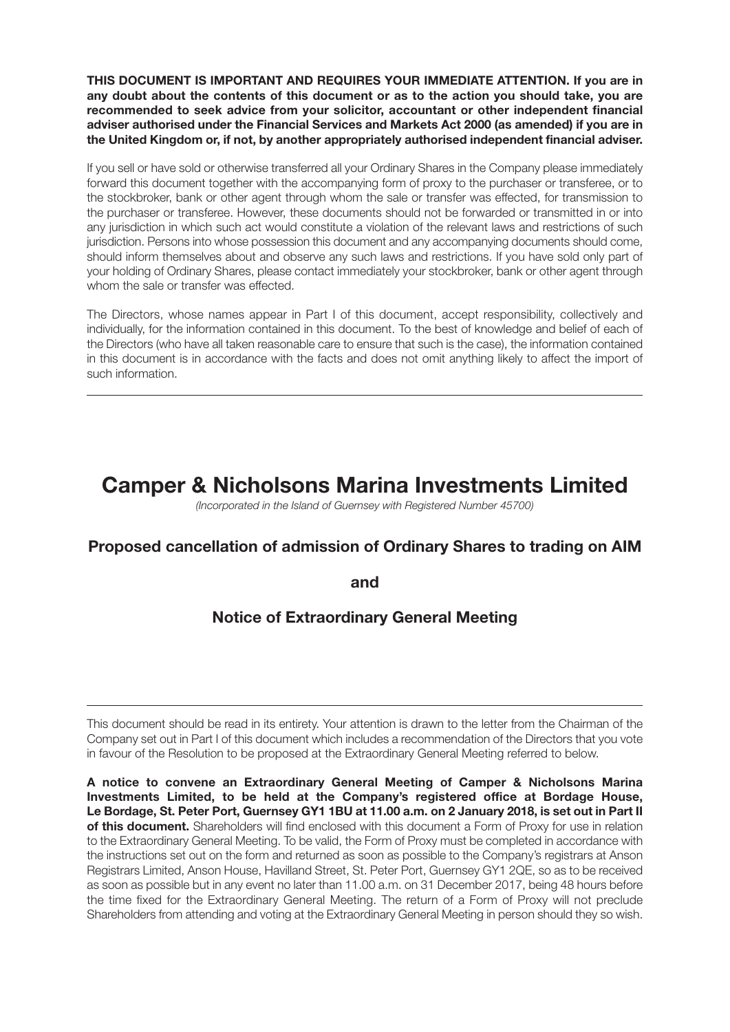**THIS DOCUMENT IS IMPORTANT AND REQUIRES YOUR IMMEDIATE ATTENTION. If you are in any doubt about the contents of this document or as to the action you should take, you are recommended to seek advice from your solicitor, accountant or other independent financial adviser authorised under the Financial Services and Markets Act 2000 (as amended) if you are in the United Kingdom or, if not, by another appropriately authorised independent financial adviser.**

If you sell or have sold or otherwise transferred all your Ordinary Shares in the Company please immediately forward this document together with the accompanying form of proxy to the purchaser or transferee, or to the stockbroker, bank or other agent through whom the sale or transfer was effected, for transmission to the purchaser or transferee. However, these documents should not be forwarded or transmitted in or into any jurisdiction in which such act would constitute a violation of the relevant laws and restrictions of such jurisdiction. Persons into whose possession this document and any accompanying documents should come, should inform themselves about and observe any such laws and restrictions. If you have sold only part of your holding of Ordinary Shares, please contact immediately your stockbroker, bank or other agent through whom the sale or transfer was effected.

The Directors, whose names appear in Part I of this document, accept responsibility, collectively and individually, for the information contained in this document. To the best of knowledge and belief of each of the Directors (who have all taken reasonable care to ensure that such is the case), the information contained in this document is in accordance with the facts and does not omit anything likely to affect the import of such information.

---

# Camper & Nicholsons Marina Investments Limited

*(Incorporated in the Island of Guernsey with Registered Number 45700)*

## Proposed cancellation of admission of Ordinary Shares to trading on AIM

## and

## Notice of Extraordinary General Meeting

---

This document should be read in its entirety. Your attention is drawn to the letter from the Chairman of the Company set out in Part I of this document which includes a recommendation of the Directors that you vote in favour of the Resolution to be proposed at the Extraordinary General Meeting referred to below.

**A notice to convene an Extraordinary General Meeting of Camper & Nicholsons Marina Investments Limited, to be held at the Company's registered office at Bordage House, Le Bordage, St. Peter Port, Guernsey GY1 1BU at 11.00 a.m. on 2 January 2018, is set out in Part II of this document.** Shareholders will find enclosed with this document a Form of Proxy for use in relation to the Extraordinary General Meeting. To be valid, the Form of Proxy must be completed in accordance with the instructions set out on the form and returned as soon as possible to the Company's registrars at Anson Registrars Limited, Anson House, Havilland Street, St. Peter Port, Guernsey GY1 2QE, so as to be received as soon as possible but in any event no later than 11.00 a.m. on 31 December 2017, being 48 hours before the time fixed for the Extraordinary General Meeting. The return of a Form of Proxy will not preclude Shareholders from attending and voting at the Extraordinary General Meeting in person should they so wish.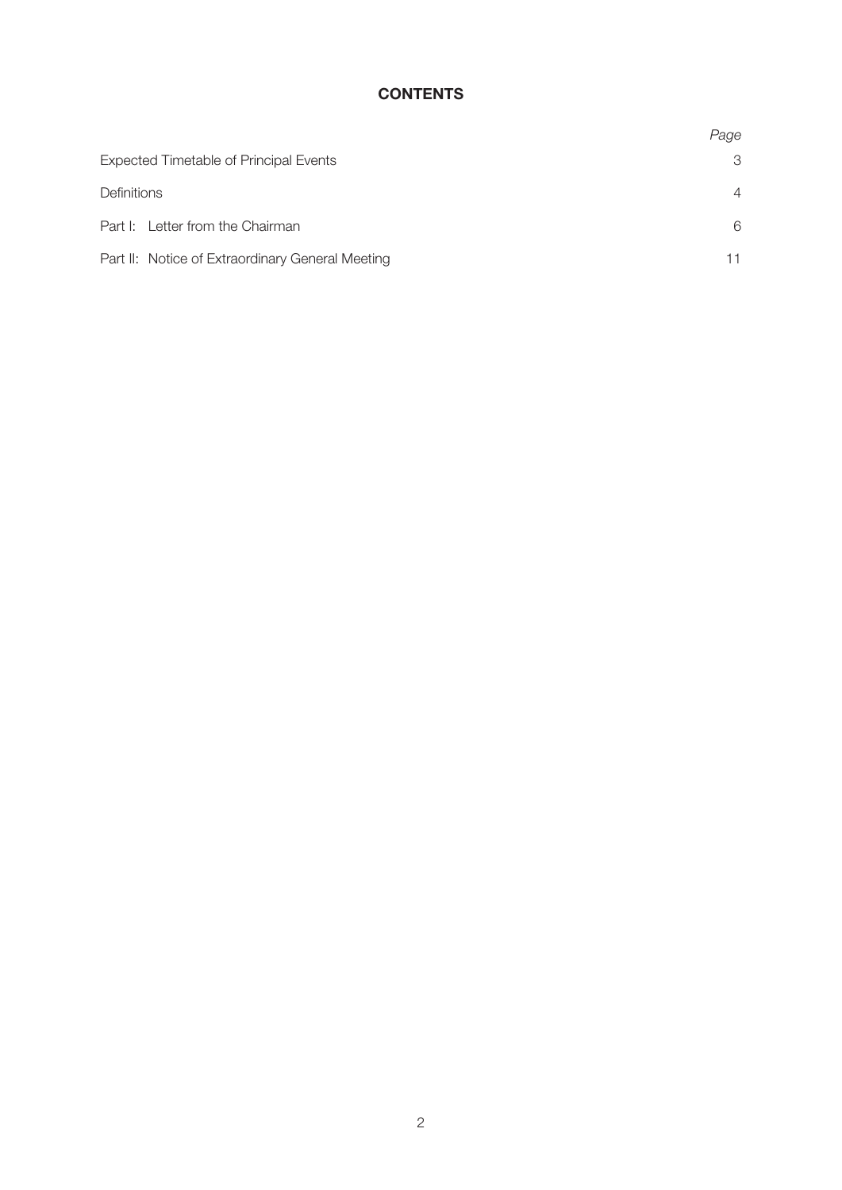# CONTENTS

| | *Page* |
|---|---|
| Expected Timetable of Principal Events | 3 |
| Definitions | 4 |
| Part I: Letter from the Chairman | 6 |
| Part II: Notice of Extraordinary General Meeting | 11 |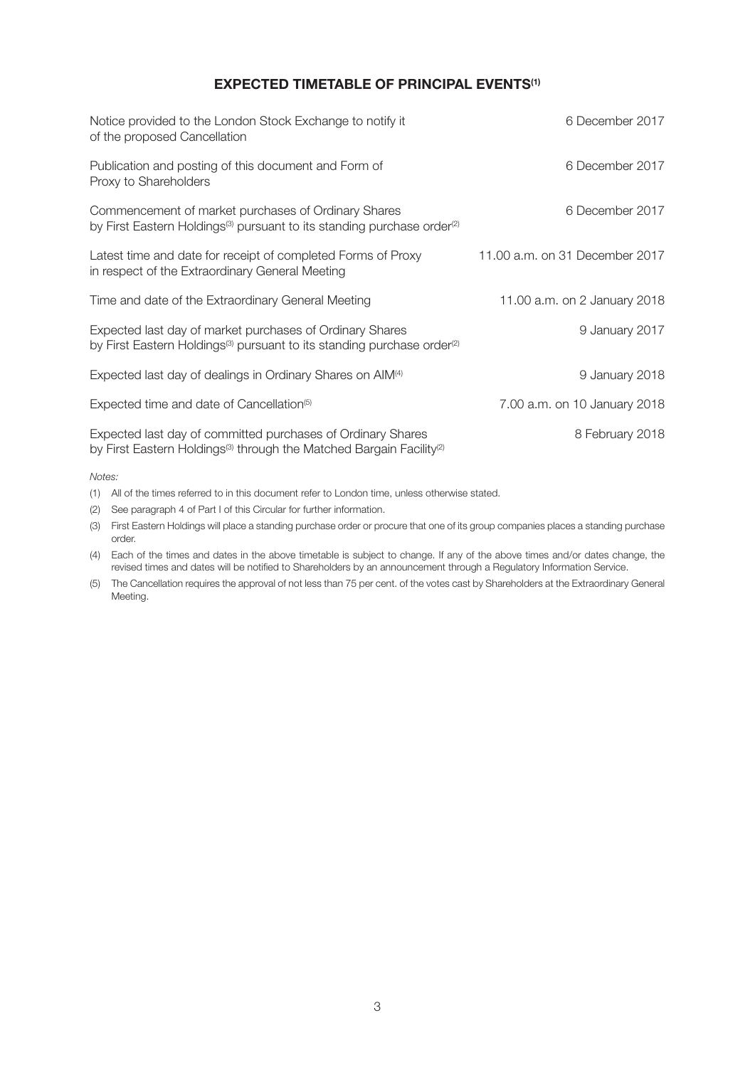## EXPECTED TIMETABLE OF PRINCIPAL EVENTS[1]

| | |
|---|---|
| Notice provided to the London Stock Exchange to notify it of the proposed Cancellation | 6 December 2017 |
| Publication and posting of this document and Form of Proxy to Shareholders | 6 December 2017 |
| Commencement of market purchases of Ordinary Shares by First Eastern Holdings[3] pursuant to its standing purchase order[2] | 6 December 2017 |
| Latest time and date for receipt of completed Forms of Proxy in respect of the Extraordinary General Meeting | 11.00 a.m. on 31 December 2017 |
| Time and date of the Extraordinary General Meeting | 11.00 a.m. on 2 January 2018 |
| Expected last day of market purchases of Ordinary Shares by First Eastern Holdings[3] pursuant to its standing purchase order[2] | 9 January 2017 |
| Expected last day of dealings in Ordinary Shares on AIM[4] | 9 January 2018 |
| Expected time and date of Cancellation[5] | 7.00 a.m. on 10 January 2018 |
| Expected last day of committed purchases of Ordinary Shares by First Eastern Holdings[3] through the Matched Bargain Facility[2] | 8 February 2018 |

*Notes:*

(1) All of the times referred to in this document refer to London time, unless otherwise stated.

(2) See paragraph 4 of Part I of this Circular for further information.

(3) First Eastern Holdings will place a standing purchase order or procure that one of its group companies places a standing purchase order.

(4) Each of the times and dates in the above timetable is subject to change. If any of the above times and/or dates change, the revised times and dates will be notified to Shareholders by an announcement through a Regulatory Information Service.

(5) The Cancellation requires the approval of not less than 75 per cent. of the votes cast by Shareholders at the Extraordinary General Meeting.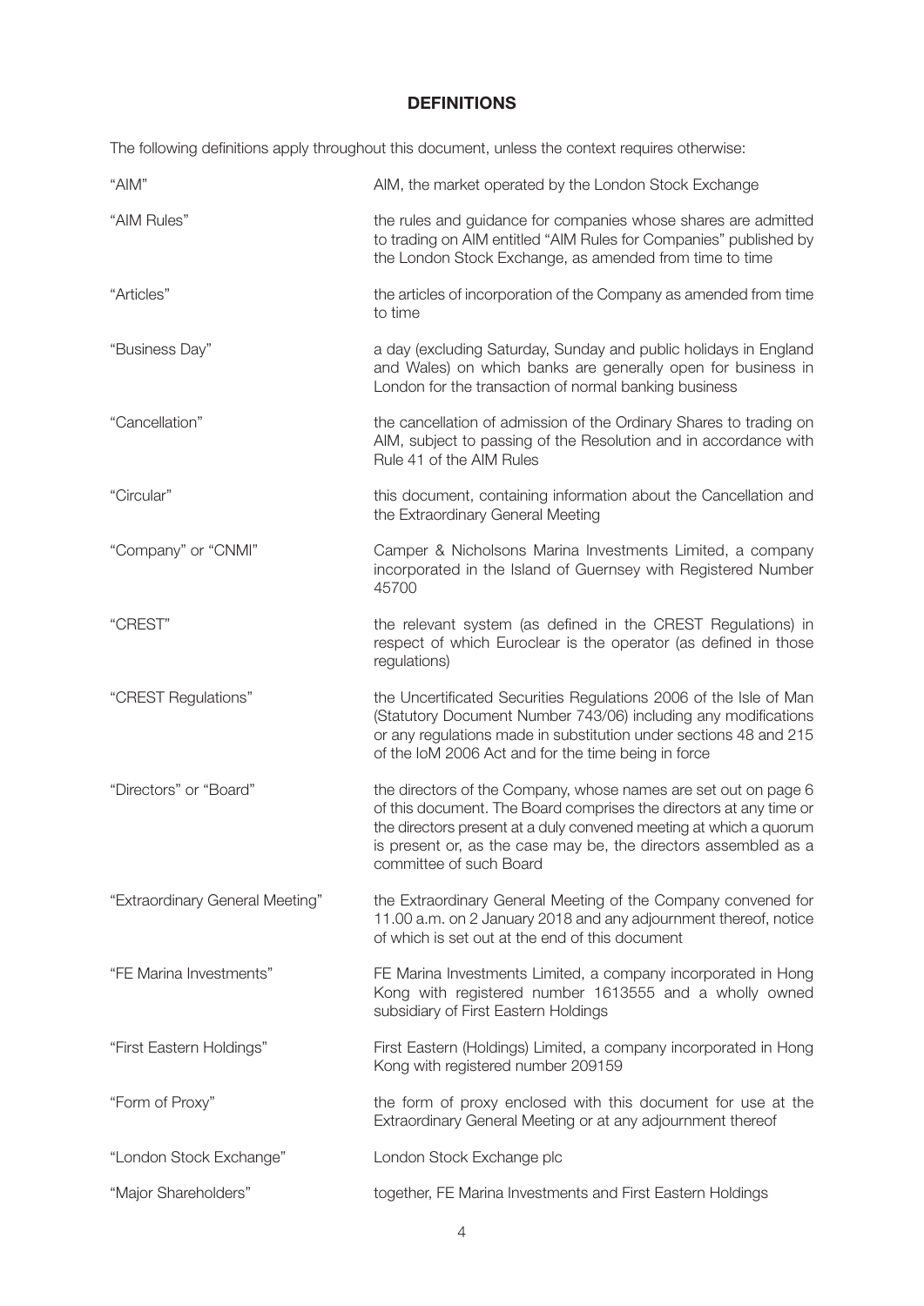## DEFINITIONS

The following definitions apply throughout this document, unless the context requires otherwise:

| | |
|---|---|
| "AIM" | AIM, the market operated by the London Stock Exchange |
| "AIM Rules" | the rules and guidance for companies whose shares are admitted to trading on AIM entitled "AIM Rules for Companies" published by the London Stock Exchange, as amended from time to time |
| "Articles" | the articles of incorporation of the Company as amended from time to time |
| "Business Day" | a day (excluding Saturday, Sunday and public holidays in England and Wales) on which banks are generally open for business in London for the transaction of normal banking business |
| "Cancellation" | the cancellation of admission of the Ordinary Shares to trading on AIM, subject to passing of the Resolution and in accordance with Rule 41 of the AIM Rules |
| "Circular" | this document, containing information about the Cancellation and the Extraordinary General Meeting |
| "Company" or "CNMI" | Camper & Nicholsons Marina Investments Limited, a company incorporated in the Island of Guernsey with Registered Number 45700 |
| "CREST" | the relevant system (as defined in the CREST Regulations) in respect of which Euroclear is the operator (as defined in those regulations) |
| "CREST Regulations" | the Uncertificated Securities Regulations 2006 of the Isle of Man (Statutory Document Number 743/06) including any modifications or any regulations made in substitution under sections 48 and 215 of the IoM 2006 Act and for the time being in force |
| "Directors" or "Board" | the directors of the Company, whose names are set out on page 6 of this document. The Board comprises the directors at any time or the directors present at a duly convened meeting at which a quorum is present or, as the case may be, the directors assembled as a committee of such Board |
| "Extraordinary General Meeting" | the Extraordinary General Meeting of the Company convened for 11.00 a.m. on 2 January 2018 and any adjournment thereof, notice of which is set out at the end of this document |
| "FE Marina Investments" | FE Marina Investments Limited, a company incorporated in Hong Kong with registered number 1613555 and a wholly owned subsidiary of First Eastern Holdings |
| "First Eastern Holdings" | First Eastern (Holdings) Limited, a company incorporated in Hong Kong with registered number 209159 |
| "Form of Proxy" | the form of proxy enclosed with this document for use at the Extraordinary General Meeting or at any adjournment thereof |
| "London Stock Exchange" | London Stock Exchange plc |
| "Major Shareholders" | together, FE Marina Investments and First Eastern Holdings |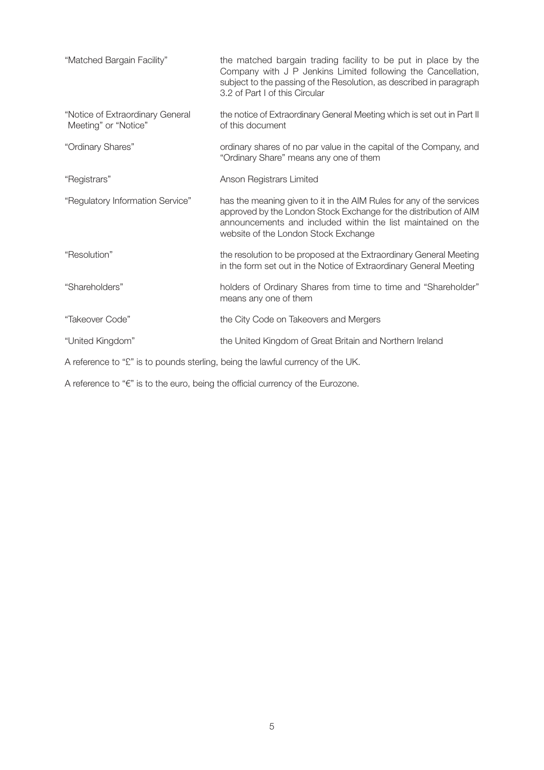| | |
|---|---|
| "Matched Bargain Facility" | the matched bargain trading facility to be put in place by the Company with J P Jenkins Limited following the Cancellation, subject to the passing of the Resolution, as described in paragraph 3.2 of Part I of this Circular |
| "Notice of Extraordinary General Meeting" or "Notice" | the notice of Extraordinary General Meeting which is set out in Part II of this document |
| "Ordinary Shares" | ordinary shares of no par value in the capital of the Company, and "Ordinary Share" means any one of them |
| "Registrars" | Anson Registrars Limited |
| "Regulatory Information Service" | has the meaning given to it in the AIM Rules for any of the services approved by the London Stock Exchange for the distribution of AIM announcements and included within the list maintained on the website of the London Stock Exchange |
| "Resolution" | the resolution to be proposed at the Extraordinary General Meeting in the form set out in the Notice of Extraordinary General Meeting |
| "Shareholders" | holders of Ordinary Shares from time to time and "Shareholder" means any one of them |
| "Takeover Code" | the City Code on Takeovers and Mergers |
| "United Kingdom" | the United Kingdom of Great Britain and Northern Ireland |

A reference to "£" is to pounds sterling, being the lawful currency of the UK.

A reference to "€" is to the euro, being the official currency of the Eurozone.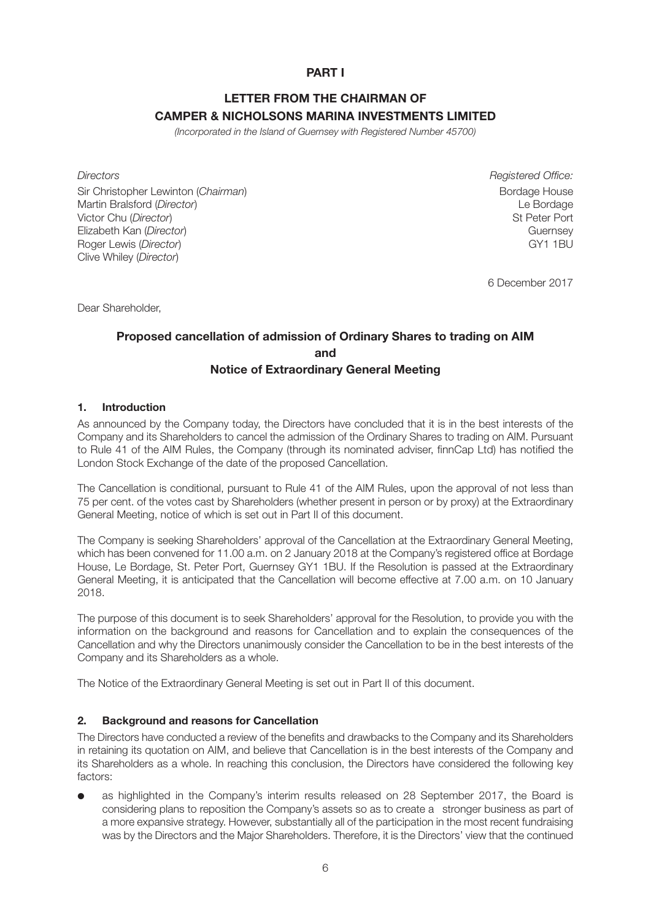# PART I

## LETTER FROM THE CHAIRMAN OF CAMPER & NICHOLSONS MARINA INVESTMENTS LIMITED

*(Incorporated in the Island of Guernsey with Registered Number 45700)*

*Directors*

Sir Christopher Lewinton (*Chairman*)
Martin Bralsford (*Director*)
Victor Chu (*Director*)
Elizabeth Kan (*Director*)
Roger Lewis (*Director*)
Clive Whiley (*Director*)

*Registered Office:*

Bordage House
Le Bordage
St Peter Port
Guernsey
GY1 1BU

6 December 2017

Dear Shareholder,

### Proposed cancellation of admission of Ordinary Shares to trading on AIM and Notice of Extraordinary General Meeting

**1. Introduction**

As announced by the Company today, the Directors have concluded that it is in the best interests of the Company and its Shareholders to cancel the admission of the Ordinary Shares to trading on AIM. Pursuant to Rule 41 of the AIM Rules, the Company (through its nominated adviser, finnCap Ltd) has notified the London Stock Exchange of the date of the proposed Cancellation.

The Cancellation is conditional, pursuant to Rule 41 of the AIM Rules, upon the approval of not less than 75 per cent. of the votes cast by Shareholders (whether present in person or by proxy) at the Extraordinary General Meeting, notice of which is set out in Part II of this document.

The Company is seeking Shareholders' approval of the Cancellation at the Extraordinary General Meeting, which has been convened for 11.00 a.m. on 2 January 2018 at the Company's registered office at Bordage House, Le Bordage, St. Peter Port, Guernsey GY1 1BU. If the Resolution is passed at the Extraordinary General Meeting, it is anticipated that the Cancellation will become effective at 7.00 a.m. on 10 January 2018.

The purpose of this document is to seek Shareholders' approval for the Resolution, to provide you with the information on the background and reasons for Cancellation and to explain the consequences of the Cancellation and why the Directors unanimously consider the Cancellation to be in the best interests of the Company and its Shareholders as a whole.

The Notice of the Extraordinary General Meeting is set out in Part II of this document.

**2. Background and reasons for Cancellation**

The Directors have conducted a review of the benefits and drawbacks to the Company and its Shareholders in retaining its quotation on AIM, and believe that Cancellation is in the best interests of the Company and its Shareholders as a whole. In reaching this conclusion, the Directors have considered the following key factors:

- as highlighted in the Company's interim results released on 28 September 2017, the Board is considering plans to reposition the Company's assets so as to create a stronger business as part of a more expansive strategy. However, substantially all of the participation in the most recent fundraising was by the Directors and the Major Shareholders. Therefore, it is the Directors' view that the continued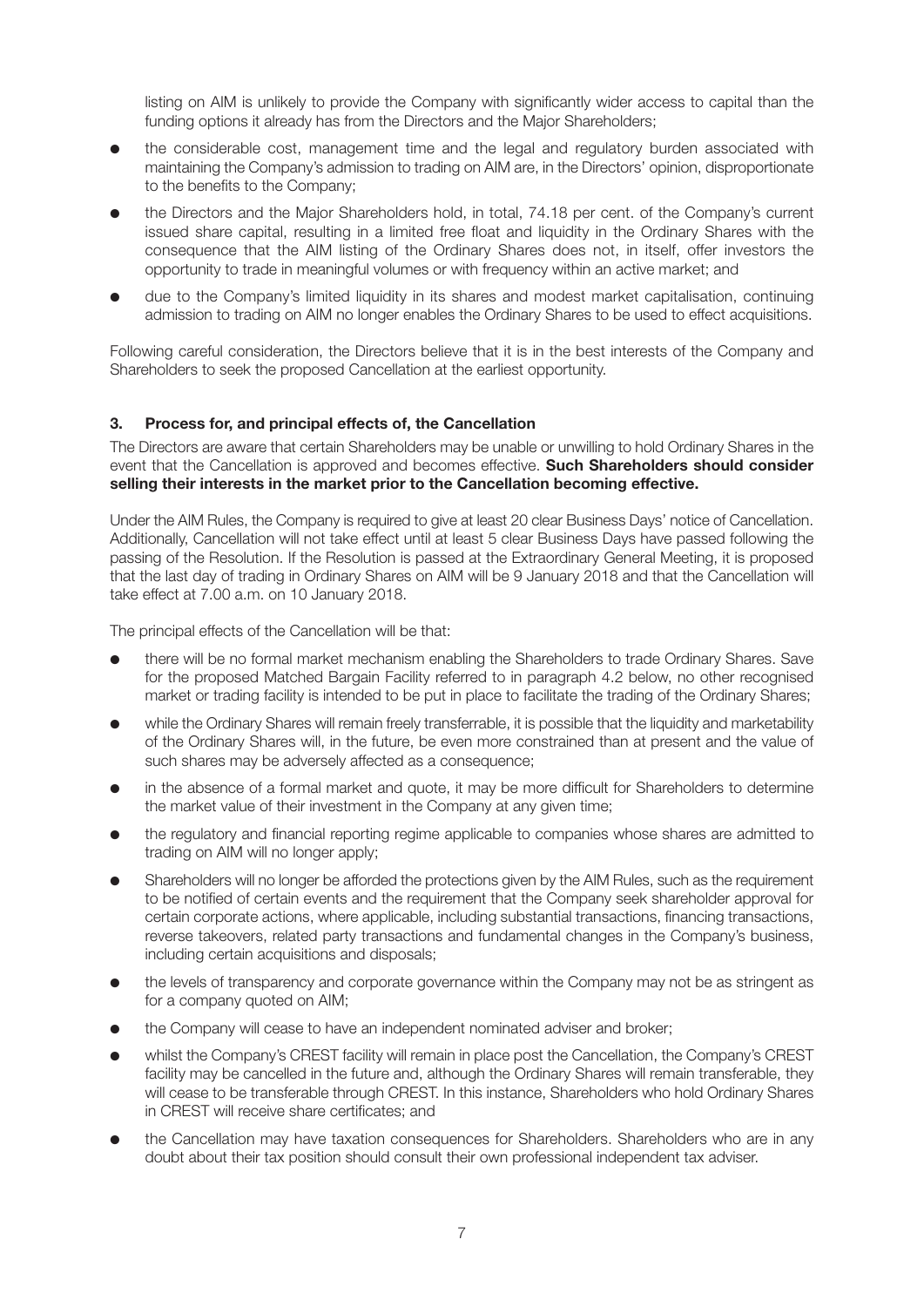listing on AIM is unlikely to provide the Company with significantly wider access to capital than the funding options it already has from the Directors and the Major Shareholders;

- the considerable cost, management time and the legal and regulatory burden associated with maintaining the Company's admission to trading on AIM are, in the Directors' opinion, disproportionate to the benefits to the Company;
- the Directors and the Major Shareholders hold, in total, 74.18 per cent. of the Company's current issued share capital, resulting in a limited free float and liquidity in the Ordinary Shares with the consequence that the AIM listing of the Ordinary Shares does not, in itself, offer investors the opportunity to trade in meaningful volumes or with frequency within an active market; and
- due to the Company's limited liquidity in its shares and modest market capitalisation, continuing admission to trading on AIM no longer enables the Ordinary Shares to be used to effect acquisitions.

Following careful consideration, the Directors believe that it is in the best interests of the Company and Shareholders to seek the proposed Cancellation at the earliest opportunity.

## 3. Process for, and principal effects of, the Cancellation

The Directors are aware that certain Shareholders may be unable or unwilling to hold Ordinary Shares in the event that the Cancellation is approved and becomes effective. **Such Shareholders should consider selling their interests in the market prior to the Cancellation becoming effective.**

Under the AIM Rules, the Company is required to give at least 20 clear Business Days' notice of Cancellation. Additionally, Cancellation will not take effect until at least 5 clear Business Days have passed following the passing of the Resolution. If the Resolution is passed at the Extraordinary General Meeting, it is proposed that the last day of trading in Ordinary Shares on AIM will be 9 January 2018 and that the Cancellation will take effect at 7.00 a.m. on 10 January 2018.

The principal effects of the Cancellation will be that:

- there will be no formal market mechanism enabling the Shareholders to trade Ordinary Shares. Save for the proposed Matched Bargain Facility referred to in paragraph 4.2 below, no other recognised market or trading facility is intended to be put in place to facilitate the trading of the Ordinary Shares;
- while the Ordinary Shares will remain freely transferrable, it is possible that the liquidity and marketability of the Ordinary Shares will, in the future, be even more constrained than at present and the value of such shares may be adversely affected as a consequence;
- in the absence of a formal market and quote, it may be more difficult for Shareholders to determine the market value of their investment in the Company at any given time;
- the regulatory and financial reporting regime applicable to companies whose shares are admitted to trading on AIM will no longer apply;
- Shareholders will no longer be afforded the protections given by the AIM Rules, such as the requirement to be notified of certain events and the requirement that the Company seek shareholder approval for certain corporate actions, where applicable, including substantial transactions, financing transactions, reverse takeovers, related party transactions and fundamental changes in the Company's business, including certain acquisitions and disposals;
- the levels of transparency and corporate governance within the Company may not be as stringent as for a company quoted on AIM;
- the Company will cease to have an independent nominated adviser and broker;
- whilst the Company's CREST facility will remain in place post the Cancellation, the Company's CREST facility may be cancelled in the future and, although the Ordinary Shares will remain transferable, they will cease to be transferable through CREST. In this instance, Shareholders who hold Ordinary Shares in CREST will receive share certificates; and
- the Cancellation may have taxation consequences for Shareholders. Shareholders who are in any doubt about their tax position should consult their own professional independent tax adviser.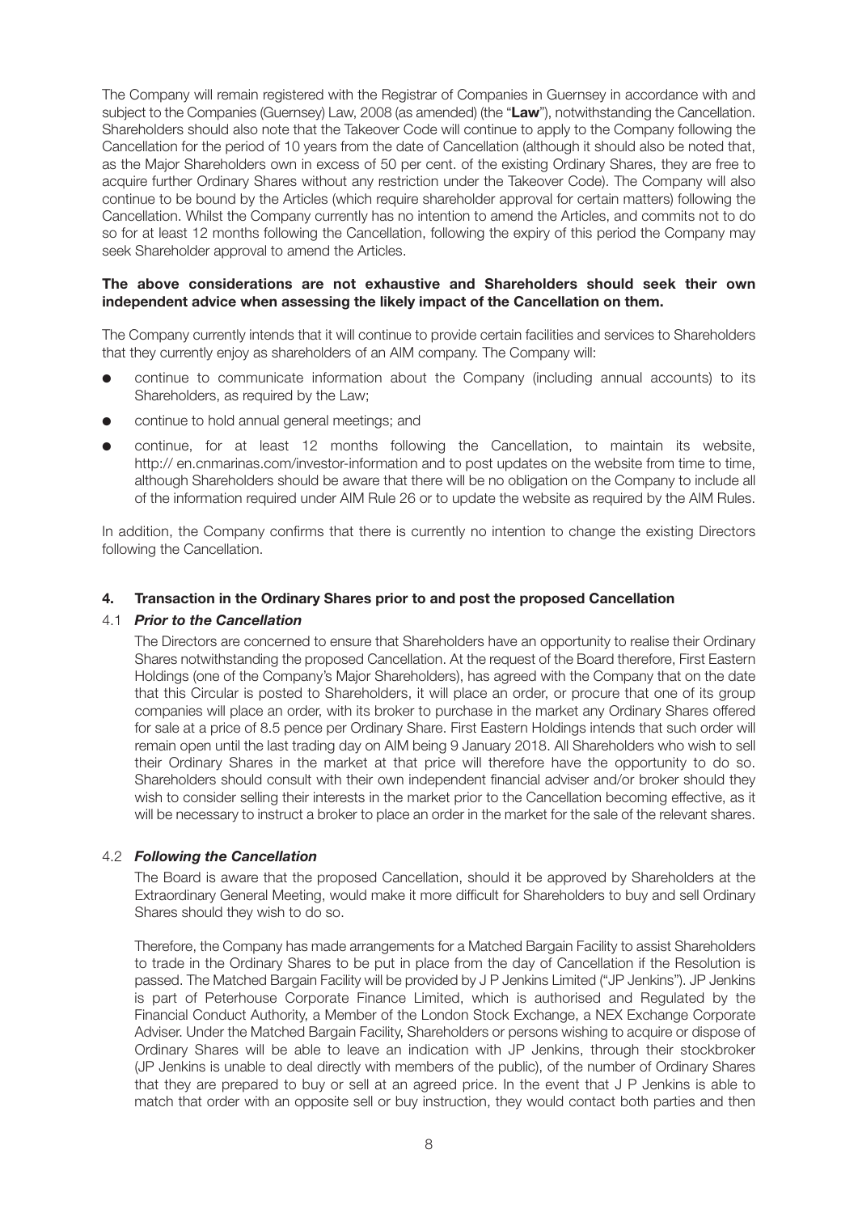The Company will remain registered with the Registrar of Companies in Guernsey in accordance with and subject to the Companies (Guernsey) Law, 2008 (as amended) (the "**Law**"), notwithstanding the Cancellation. Shareholders should also note that the Takeover Code will continue to apply to the Company following the Cancellation for the period of 10 years from the date of Cancellation (although it should also be noted that, as the Major Shareholders own in excess of 50 per cent. of the existing Ordinary Shares, they are free to acquire further Ordinary Shares without any restriction under the Takeover Code). The Company will also continue to be bound by the Articles (which require shareholder approval for certain matters) following the Cancellation. Whilst the Company currently has no intention to amend the Articles, and commits not to do so for at least 12 months following the Cancellation, following the expiry of this period the Company may seek Shareholder approval to amend the Articles.

**The above considerations are not exhaustive and Shareholders should seek their own independent advice when assessing the likely impact of the Cancellation on them.**

The Company currently intends that it will continue to provide certain facilities and services to Shareholders that they currently enjoy as shareholders of an AIM company. The Company will:

- continue to communicate information about the Company (including annual accounts) to its Shareholders, as required by the Law;
- continue to hold annual general meetings; and
- continue, for at least 12 months following the Cancellation, to maintain its website, http:// en.cnmarinas.com/investor-information and to post updates on the website from time to time, although Shareholders should be aware that there will be no obligation on the Company to include all of the information required under AIM Rule 26 or to update the website as required by the AIM Rules.

In addition, the Company confirms that there is currently no intention to change the existing Directors following the Cancellation.

## 4. Transaction in the Ordinary Shares prior to and post the proposed Cancellation

### 4.1 *Prior to the Cancellation*

The Directors are concerned to ensure that Shareholders have an opportunity to realise their Ordinary Shares notwithstanding the proposed Cancellation. At the request of the Board therefore, First Eastern Holdings (one of the Company's Major Shareholders), has agreed with the Company that on the date that this Circular is posted to Shareholders, it will place an order, or procure that one of its group companies will place an order, with its broker to purchase in the market any Ordinary Shares offered for sale at a price of 8.5 pence per Ordinary Share. First Eastern Holdings intends that such order will remain open until the last trading day on AIM being 9 January 2018. All Shareholders who wish to sell their Ordinary Shares in the market at that price will therefore have the opportunity to do so. Shareholders should consult with their own independent financial adviser and/or broker should they wish to consider selling their interests in the market prior to the Cancellation becoming effective, as it will be necessary to instruct a broker to place an order in the market for the sale of the relevant shares.

### 4.2 *Following the Cancellation*

The Board is aware that the proposed Cancellation, should it be approved by Shareholders at the Extraordinary General Meeting, would make it more difficult for Shareholders to buy and sell Ordinary Shares should they wish to do so.

Therefore, the Company has made arrangements for a Matched Bargain Facility to assist Shareholders to trade in the Ordinary Shares to be put in place from the day of Cancellation if the Resolution is passed. The Matched Bargain Facility will be provided by J P Jenkins Limited ("JP Jenkins"). JP Jenkins is part of Peterhouse Corporate Finance Limited, which is authorised and Regulated by the Financial Conduct Authority, a Member of the London Stock Exchange, a NEX Exchange Corporate Adviser. Under the Matched Bargain Facility, Shareholders or persons wishing to acquire or dispose of Ordinary Shares will be able to leave an indication with JP Jenkins, through their stockbroker (JP Jenkins is unable to deal directly with members of the public), of the number of Ordinary Shares that they are prepared to buy or sell at an agreed price. In the event that J P Jenkins is able to match that order with an opposite sell or buy instruction, they would contact both parties and then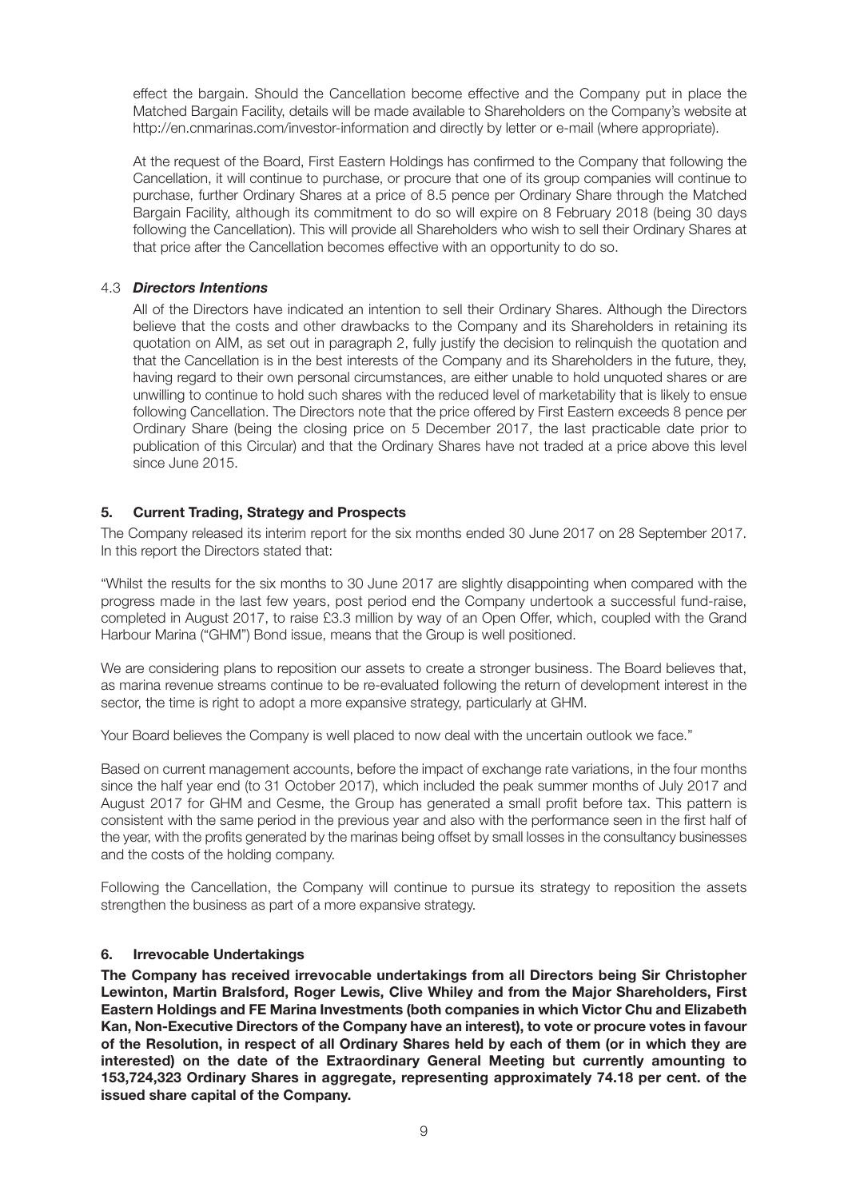effect the bargain. Should the Cancellation become effective and the Company put in place the Matched Bargain Facility, details will be made available to Shareholders on the Company's website at http://en.cnmarinas.com/investor-information and directly by letter or e-mail (where appropriate).

At the request of the Board, First Eastern Holdings has confirmed to the Company that following the Cancellation, it will continue to purchase, or procure that one of its group companies will continue to purchase, further Ordinary Shares at a price of 8.5 pence per Ordinary Share through the Matched Bargain Facility, although its commitment to do so will expire on 8 February 2018 (being 30 days following the Cancellation). This will provide all Shareholders who wish to sell their Ordinary Shares at that price after the Cancellation becomes effective with an opportunity to do so.

### 4.3 *Directors Intentions*

All of the Directors have indicated an intention to sell their Ordinary Shares. Although the Directors believe that the costs and other drawbacks to the Company and its Shareholders in retaining its quotation on AIM, as set out in paragraph 2, fully justify the decision to relinquish the quotation and that the Cancellation is in the best interests of the Company and its Shareholders in the future, they, having regard to their own personal circumstances, are either unable to hold unquoted shares or are unwilling to continue to hold such shares with the reduced level of marketability that is likely to ensue following Cancellation. The Directors note that the price offered by First Eastern exceeds 8 pence per Ordinary Share (being the closing price on 5 December 2017, the last practicable date prior to publication of this Circular) and that the Ordinary Shares have not traded at a price above this level since June 2015.

## 5. Current Trading, Strategy and Prospects

The Company released its interim report for the six months ended 30 June 2017 on 28 September 2017. In this report the Directors stated that:

"Whilst the results for the six months to 30 June 2017 are slightly disappointing when compared with the progress made in the last few years, post period end the Company undertook a successful fund-raise, completed in August 2017, to raise £3.3 million by way of an Open Offer, which, coupled with the Grand Harbour Marina ("GHM") Bond issue, means that the Group is well positioned.

We are considering plans to reposition our assets to create a stronger business. The Board believes that, as marina revenue streams continue to be re-evaluated following the return of development interest in the sector, the time is right to adopt a more expansive strategy, particularly at GHM.

Your Board believes the Company is well placed to now deal with the uncertain outlook we face."

Based on current management accounts, before the impact of exchange rate variations, in the four months since the half year end (to 31 October 2017), which included the peak summer months of July 2017 and August 2017 for GHM and Cesme, the Group has generated a small profit before tax. This pattern is consistent with the same period in the previous year and also with the performance seen in the first half of the year, with the profits generated by the marinas being offset by small losses in the consultancy businesses and the costs of the holding company.

Following the Cancellation, the Company will continue to pursue its strategy to reposition the assets strengthen the business as part of a more expansive strategy.

## 6. Irrevocable Undertakings

**The Company has received irrevocable undertakings from all Directors being Sir Christopher Lewinton, Martin Bralsford, Roger Lewis, Clive Whiley and from the Major Shareholders, First Eastern Holdings and FE Marina Investments (both companies in which Victor Chu and Elizabeth Kan, Non-Executive Directors of the Company have an interest), to vote or procure votes in favour of the Resolution, in respect of all Ordinary Shares held by each of them (or in which they are interested) on the date of the Extraordinary General Meeting but currently amounting to 153,724,323 Ordinary Shares in aggregate, representing approximately 74.18 per cent. of the issued share capital of the Company.**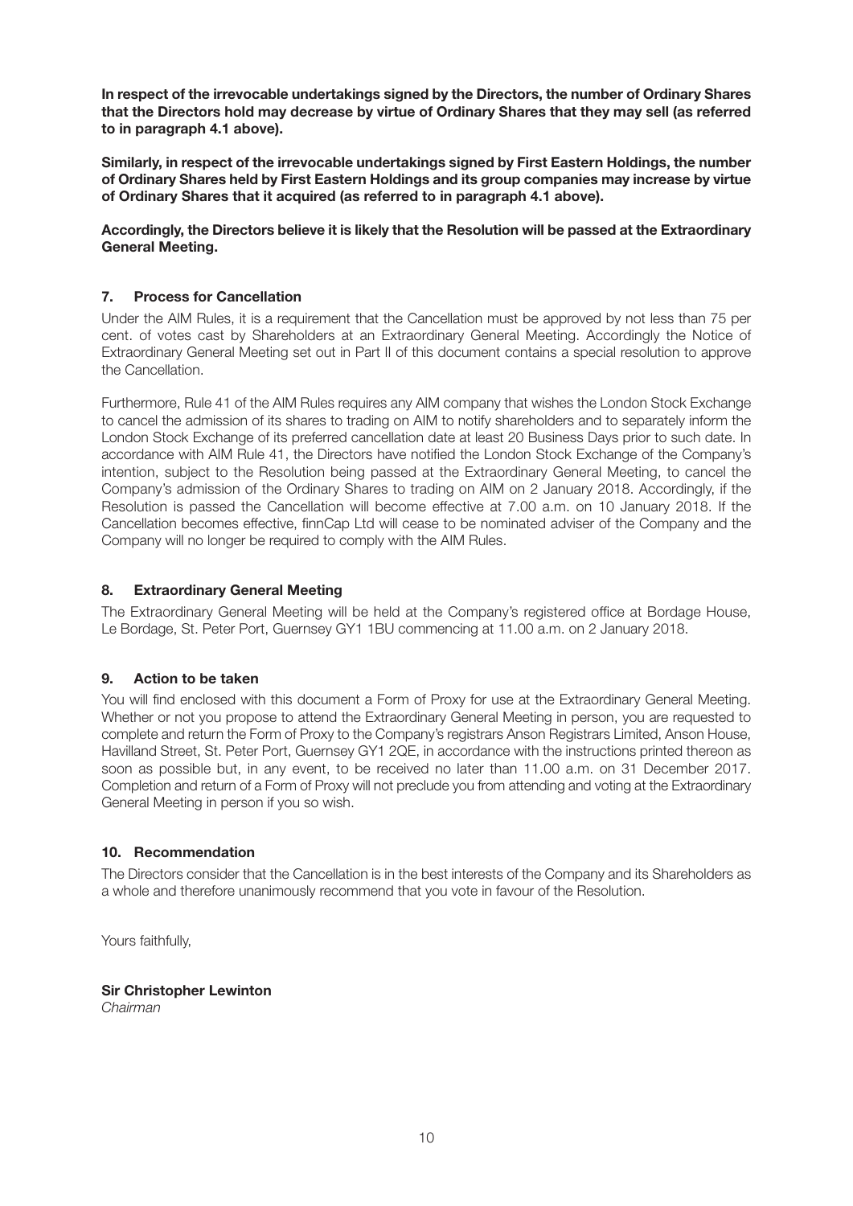**In respect of the irrevocable undertakings signed by the Directors, the number of Ordinary Shares that the Directors hold may decrease by virtue of Ordinary Shares that they may sell (as referred to in paragraph 4.1 above).**

**Similarly, in respect of the irrevocable undertakings signed by First Eastern Holdings, the number of Ordinary Shares held by First Eastern Holdings and its group companies may increase by virtue of Ordinary Shares that it acquired (as referred to in paragraph 4.1 above).**

**Accordingly, the Directors believe it is likely that the Resolution will be passed at the Extraordinary General Meeting.**

## 7. Process for Cancellation

Under the AIM Rules, it is a requirement that the Cancellation must be approved by not less than 75 per cent. of votes cast by Shareholders at an Extraordinary General Meeting. Accordingly the Notice of Extraordinary General Meeting set out in Part II of this document contains a special resolution to approve the Cancellation.

Furthermore, Rule 41 of the AIM Rules requires any AIM company that wishes the London Stock Exchange to cancel the admission of its shares to trading on AIM to notify shareholders and to separately inform the London Stock Exchange of its preferred cancellation date at least 20 Business Days prior to such date. In accordance with AIM Rule 41, the Directors have notified the London Stock Exchange of the Company's intention, subject to the Resolution being passed at the Extraordinary General Meeting, to cancel the Company's admission of the Ordinary Shares to trading on AIM on 2 January 2018. Accordingly, if the Resolution is passed the Cancellation will become effective at 7.00 a.m. on 10 January 2018. If the Cancellation becomes effective, finnCap Ltd will cease to be nominated adviser of the Company and the Company will no longer be required to comply with the AIM Rules.

## 8. Extraordinary General Meeting

The Extraordinary General Meeting will be held at the Company's registered office at Bordage House, Le Bordage, St. Peter Port, Guernsey GY1 1BU commencing at 11.00 a.m. on 2 January 2018.

## 9. Action to be taken

You will find enclosed with this document a Form of Proxy for use at the Extraordinary General Meeting. Whether or not you propose to attend the Extraordinary General Meeting in person, you are requested to complete and return the Form of Proxy to the Company's registrars Anson Registrars Limited, Anson House, Havilland Street, St. Peter Port, Guernsey GY1 2QE, in accordance with the instructions printed thereon as soon as possible but, in any event, to be received no later than 11.00 a.m. on 31 December 2017. Completion and return of a Form of Proxy will not preclude you from attending and voting at the Extraordinary General Meeting in person if you so wish.

## 10. Recommendation

The Directors consider that the Cancellation is in the best interests of the Company and its Shareholders as a whole and therefore unanimously recommend that you vote in favour of the Resolution.

Yours faithfully,

**Sir Christopher Lewinton**
*Chairman*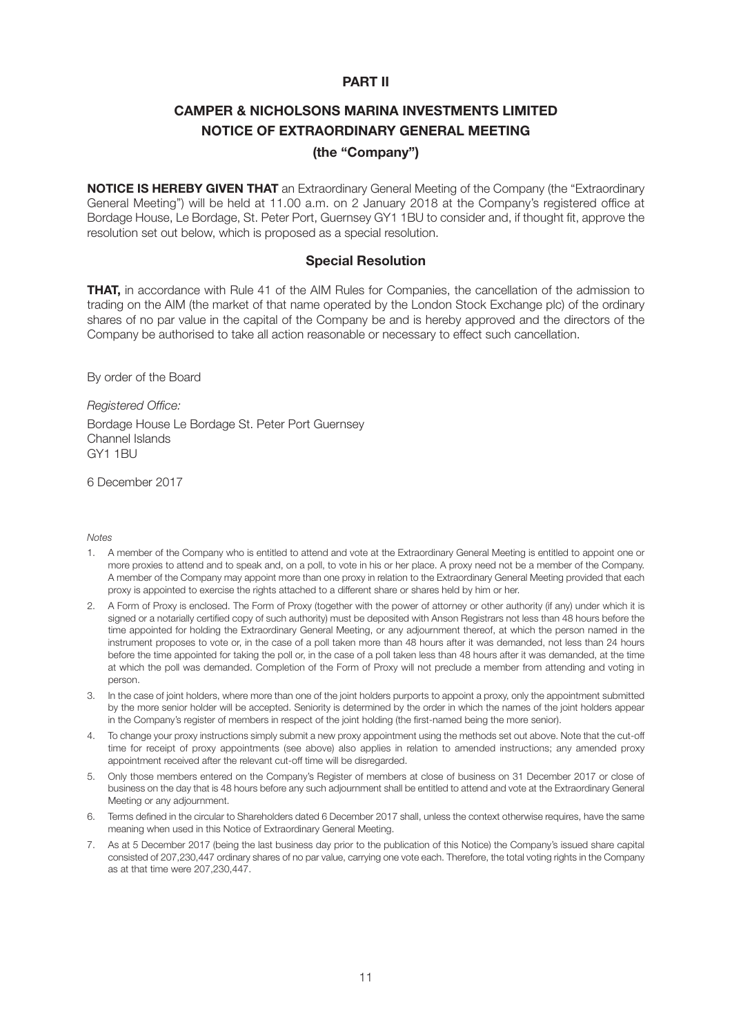# PART II

## CAMPER & NICHOLSONS MARINA INVESTMENTS LIMITED
## NOTICE OF EXTRAORDINARY GENERAL MEETING
## (the "Company")

**NOTICE IS HEREBY GIVEN THAT** an Extraordinary General Meeting of the Company (the "Extraordinary General Meeting") will be held at 11.00 a.m. on 2 January 2018 at the Company's registered office at Bordage House, Le Bordage, St. Peter Port, Guernsey GY1 1BU to consider and, if thought fit, approve the resolution set out below, which is proposed as a special resolution.

### Special Resolution

**THAT,** in accordance with Rule 41 of the AIM Rules for Companies, the cancellation of the admission to trading on the AIM (the market of that name operated by the London Stock Exchange plc) of the ordinary shares of no par value in the capital of the Company be and is hereby approved and the directors of the Company be authorised to take all action reasonable or necessary to effect such cancellation.

By order of the Board

*Registered Office:*

Bordage House Le Bordage St. Peter Port Guernsey
Channel Islands
GY1 1BU

6 December 2017

*Notes*

1. A member of the Company who is entitled to attend and vote at the Extraordinary General Meeting is entitled to appoint one or more proxies to attend and to speak and, on a poll, to vote in his or her place. A proxy need not be a member of the Company. A member of the Company may appoint more than one proxy in relation to the Extraordinary General Meeting provided that each proxy is appointed to exercise the rights attached to a different share or shares held by him or her.
2. A Form of Proxy is enclosed. The Form of Proxy (together with the power of attorney or other authority (if any) under which it is signed or a notarially certified copy of such authority) must be deposited with Anson Registrars not less than 48 hours before the time appointed for holding the Extraordinary General Meeting, or any adjournment thereof, at which the person named in the instrument proposes to vote or, in the case of a poll taken more than 48 hours after it was demanded, not less than 24 hours before the time appointed for taking the poll or, in the case of a poll taken less than 48 hours after it was demanded, at the time at which the poll was demanded. Completion of the Form of Proxy will not preclude a member from attending and voting in person.
3. In the case of joint holders, where more than one of the joint holders purports to appoint a proxy, only the appointment submitted by the more senior holder will be accepted. Seniority is determined by the order in which the names of the joint holders appear in the Company's register of members in respect of the joint holding (the first-named being the more senior).
4. To change your proxy instructions simply submit a new proxy appointment using the methods set out above. Note that the cut-off time for receipt of proxy appointments (see above) also applies in relation to amended instructions; any amended proxy appointment received after the relevant cut-off time will be disregarded.
5. Only those members entered on the Company's Register of members at close of business on 31 December 2017 or close of business on the day that is 48 hours before any such adjournment shall be entitled to attend and vote at the Extraordinary General Meeting or any adjournment.
6. Terms defined in the circular to Shareholders dated 6 December 2017 shall, unless the context otherwise requires, have the same meaning when used in this Notice of Extraordinary General Meeting.
7. As at 5 December 2017 (being the last business day prior to the publication of this Notice) the Company's issued share capital consisted of 207,230,447 ordinary shares of no par value, carrying one vote each. Therefore, the total voting rights in the Company as at that time were 207,230,447.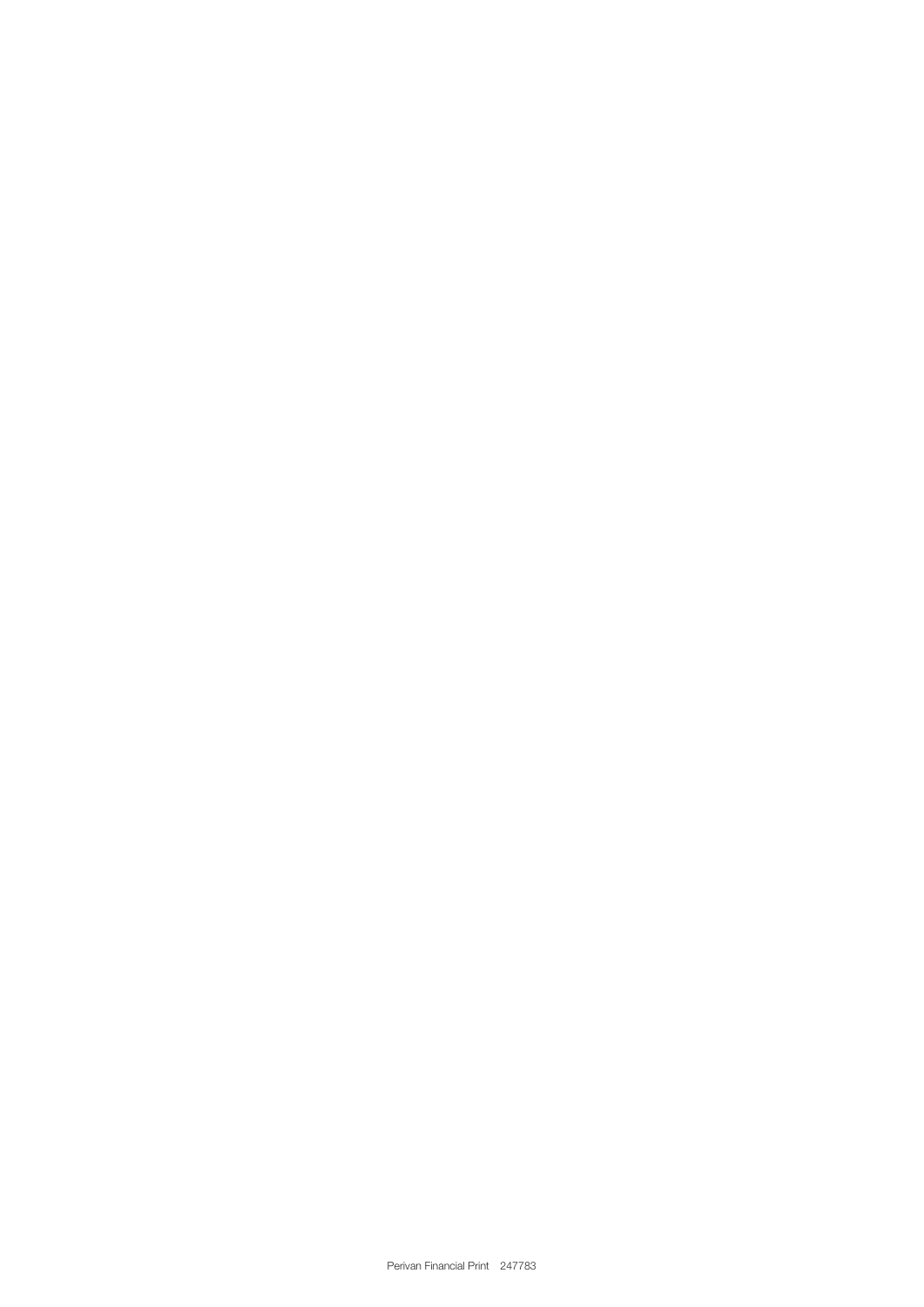Perivan Financial Print 247783